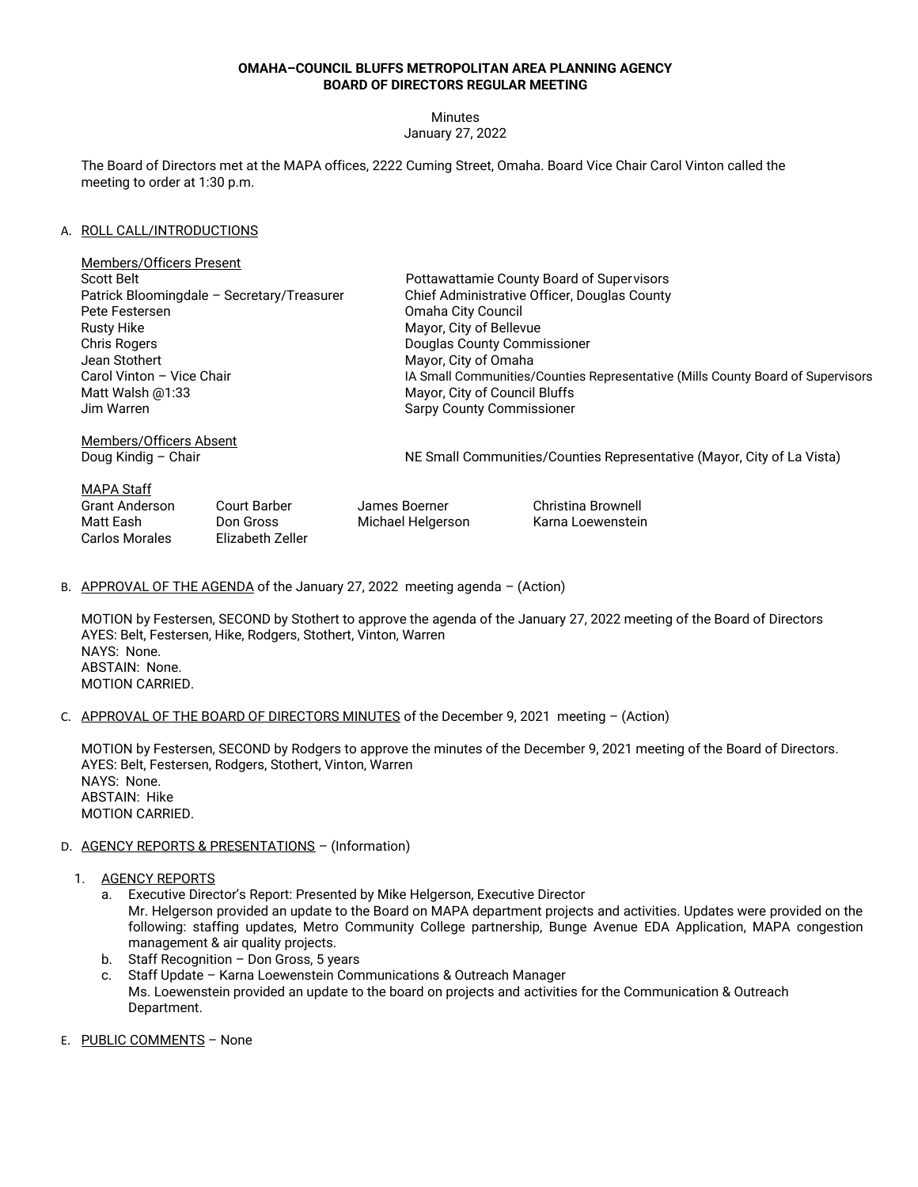**OMAHA–COUNCIL BLUFFS METROPOLITAN AREA PLANNING AGENCY**
**BOARD OF DIRECTORS REGULAR MEETING**

Minutes
January 27, 2022

The Board of Directors met at the MAPA offices, 2222 Cuming Street, Omaha. Board Vice Chair Carol Vinton called the meeting to order at 1:30 p.m.

A. ROLL CALL/INTRODUCTIONS

Members/Officers Present

| | |
|---|---|
| Scott Belt | Pottawattamie County Board of Supervisors |
| Patrick Bloomingdale – Secretary/Treasurer | Chief Administrative Officer, Douglas County |
| Pete Festersen | Omaha City Council |
| Rusty Hike | Mayor, City of Bellevue |
| Chris Rogers | Douglas County Commissioner |
| Jean Stothert | Mayor, City of Omaha |
| Carol Vinton – Vice Chair | IA Small Communities/Counties Representative (Mills County Board of Supervisors |
| Matt Walsh @1:33 | Mayor, City of Council Bluffs |
| Jim Warren | Sarpy County Commissioner |

Members/Officers Absent

| | |
|---|---|
| Doug Kindig – Chair | NE Small Communities/Counties Representative (Mayor, City of La Vista) |

MAPA Staff

| | | | |
|---|---|---|---|
| Grant Anderson | Court Barber | James Boerner | Christina Brownell |
| Matt Eash | Don Gross | Michael Helgerson | Karna Loewenstein |
| Carlos Morales | Elizabeth Zeller | | |

B. APPROVAL OF THE AGENDA of the January 27, 2022 meeting agenda – (Action)

MOTION by Festersen, SECOND by Stothert to approve the agenda of the January 27, 2022 meeting of the Board of Directors
AYES: Belt, Festersen, Hike, Rodgers, Stothert, Vinton, Warren
NAYS: None.
ABSTAIN: None.
MOTION CARRIED.

C. APPROVAL OF THE BOARD OF DIRECTORS MINUTES of the December 9, 2021 meeting – (Action)

MOTION by Festersen, SECOND by Rodgers to approve the minutes of the December 9, 2021 meeting of the Board of Directors.
AYES: Belt, Festersen, Rodgers, Stothert, Vinton, Warren
NAYS: None.
ABSTAIN: Hike
MOTION CARRIED.

D. AGENCY REPORTS & PRESENTATIONS – (Information)

1. AGENCY REPORTS
   a. Executive Director's Report: Presented by Mike Helgerson, Executive Director
      Mr. Helgerson provided an update to the Board on MAPA department projects and activities. Updates were provided on the following: staffing updates, Metro Community College partnership, Bunge Avenue EDA Application, MAPA congestion management & air quality projects.
   b. Staff Recognition – Don Gross, 5 years
   c. Staff Update – Karna Loewenstein Communications & Outreach Manager
      Ms. Loewenstein provided an update to the board on projects and activities for the Communication & Outreach Department.

E. PUBLIC COMMENTS – None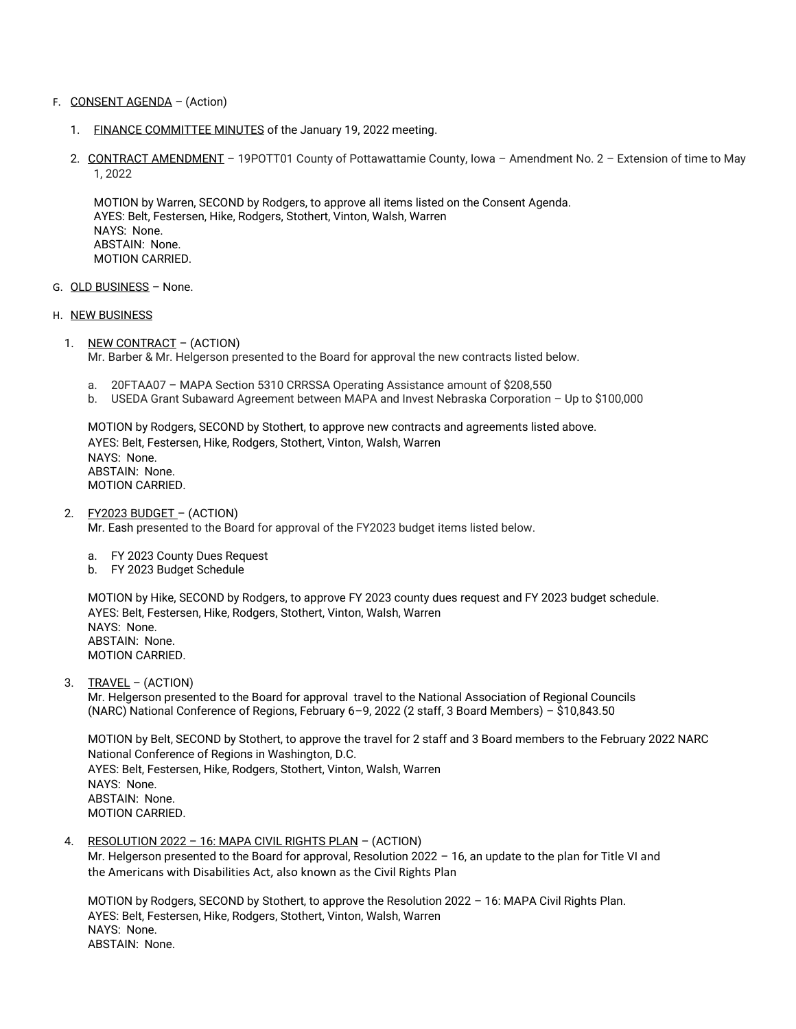F. <u>CONSENT AGENDA</u> – (Action)

1. <u>FINANCE COMMITTEE MINUTES</u> of the January 19, 2022 meeting.

2. <u>CONTRACT AMENDMENT</u> – 19POTT01 County of Pottawattamie County, Iowa – Amendment No. 2 – Extension of time to May 1, 2022

   MOTION by Warren, SECOND by Rodgers, to approve all items listed on the Consent Agenda.
   AYES: Belt, Festersen, Hike, Rodgers, Stothert, Vinton, Walsh, Warren
   NAYS: None.
   ABSTAIN: None.
   MOTION CARRIED.

G. <u>OLD BUSINESS</u> – None.

H. <u>NEW BUSINESS</u>

1. <u>NEW CONTRACT</u> – (ACTION)
   Mr. Barber & Mr. Helgerson presented to the Board for approval the new contracts listed below.

   a. 20FTAA07 – MAPA Section 5310 CRRSSA Operating Assistance amount of $208,550
   b. USEDA Grant Subaward Agreement between MAPA and Invest Nebraska Corporation – Up to $100,000

   MOTION by Rodgers, SECOND by Stothert, to approve new contracts and agreements listed above.
   AYES: Belt, Festersen, Hike, Rodgers, Stothert, Vinton, Walsh, Warren
   NAYS: None.
   ABSTAIN: None.
   MOTION CARRIED.

2. <u>FY2023 BUDGET</u> – (ACTION)
   Mr. Eash presented to the Board for approval of the FY2023 budget items listed below.

   a. FY 2023 County Dues Request
   b. FY 2023 Budget Schedule

   MOTION by Hike, SECOND by Rodgers, to approve FY 2023 county dues request and FY 2023 budget schedule.
   AYES: Belt, Festersen, Hike, Rodgers, Stothert, Vinton, Walsh, Warren
   NAYS: None.
   ABSTAIN: None.
   MOTION CARRIED.

3. <u>TRAVEL</u> – (ACTION)
   Mr. Helgerson presented to the Board for approval travel to the National Association of Regional Councils (NARC) National Conference of Regions, February 6–9, 2022 (2 staff, 3 Board Members) – $10,843.50

   MOTION by Belt, SECOND by Stothert, to approve the travel for 2 staff and 3 Board members to the February 2022 NARC National Conference of Regions in Washington, D.C.
   AYES: Belt, Festersen, Hike, Rodgers, Stothert, Vinton, Walsh, Warren
   NAYS: None.
   ABSTAIN: None.
   MOTION CARRIED.

4. <u>RESOLUTION 2022 – 16: MAPA CIVIL RIGHTS PLAN</u> – (ACTION)
   Mr. Helgerson presented to the Board for approval, Resolution 2022 – 16, an update to the plan for Title VI and the Americans with Disabilities Act, also known as the Civil Rights Plan

   MOTION by Rodgers, SECOND by Stothert, to approve the Resolution 2022 – 16: MAPA Civil Rights Plan.
   AYES: Belt, Festersen, Hike, Rodgers, Stothert, Vinton, Walsh, Warren
   NAYS: None.
   ABSTAIN: None.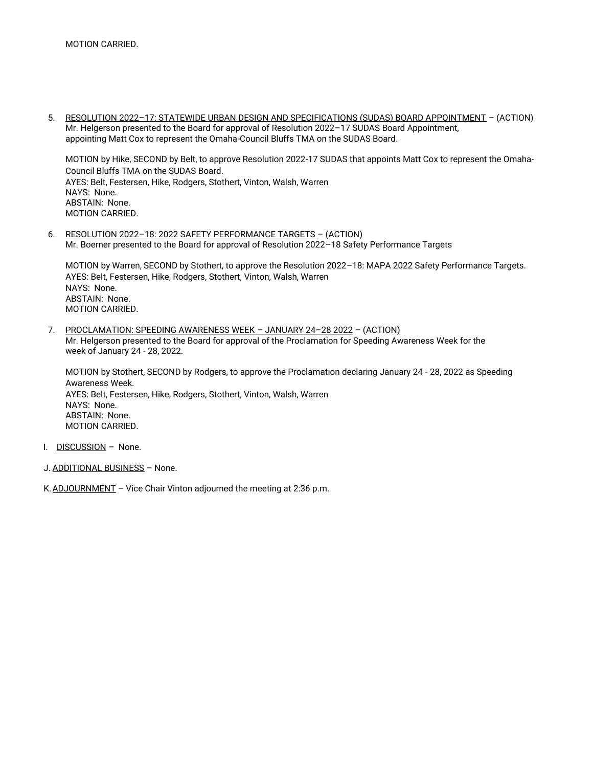MOTION CARRIED.

5. <u>RESOLUTION 2022–17: STATEWIDE URBAN DESIGN AND SPECIFICATIONS (SUDAS) BOARD APPOINTMENT</u> – (ACTION)
   Mr. Helgerson presented to the Board for approval of Resolution 2022–17 SUDAS Board Appointment, appointing Matt Cox to represent the Omaha-Council Bluffs TMA on the SUDAS Board.

   MOTION by Hike, SECOND by Belt, to approve Resolution 2022-17 SUDAS that appoints Matt Cox to represent the Omaha-Council Bluffs TMA on the SUDAS Board.
   AYES: Belt, Festersen, Hike, Rodgers, Stothert, Vinton, Walsh, Warren
   NAYS: None.
   ABSTAIN: None.
   MOTION CARRIED.

6. <u>RESOLUTION 2022–18: 2022 SAFETY PERFORMANCE TARGETS</u> – (ACTION)
   Mr. Boerner presented to the Board for approval of Resolution 2022–18 Safety Performance Targets

   MOTION by Warren, SECOND by Stothert, to approve the Resolution 2022–18: MAPA 2022 Safety Performance Targets.
   AYES: Belt, Festersen, Hike, Rodgers, Stothert, Vinton, Walsh, Warren
   NAYS: None.
   ABSTAIN: None.
   MOTION CARRIED.

7. <u>PROCLAMATION: SPEEDING AWARENESS WEEK – JANUARY 24–28 2022</u> – (ACTION)
   Mr. Helgerson presented to the Board for approval of the Proclamation for Speeding Awareness Week for the week of January 24 - 28, 2022.

   MOTION by Stothert, SECOND by Rodgers, to approve the Proclamation declaring January 24 - 28, 2022 as Speeding Awareness Week.
   AYES: Belt, Festersen, Hike, Rodgers, Stothert, Vinton, Walsh, Warren
   NAYS: None.
   ABSTAIN: None.
   MOTION CARRIED.

I. <u>DISCUSSION</u> – None.

J. <u>ADDITIONAL BUSINESS</u> – None.

K. <u>ADJOURNMENT</u> – Vice Chair Vinton adjourned the meeting at 2:36 p.m.